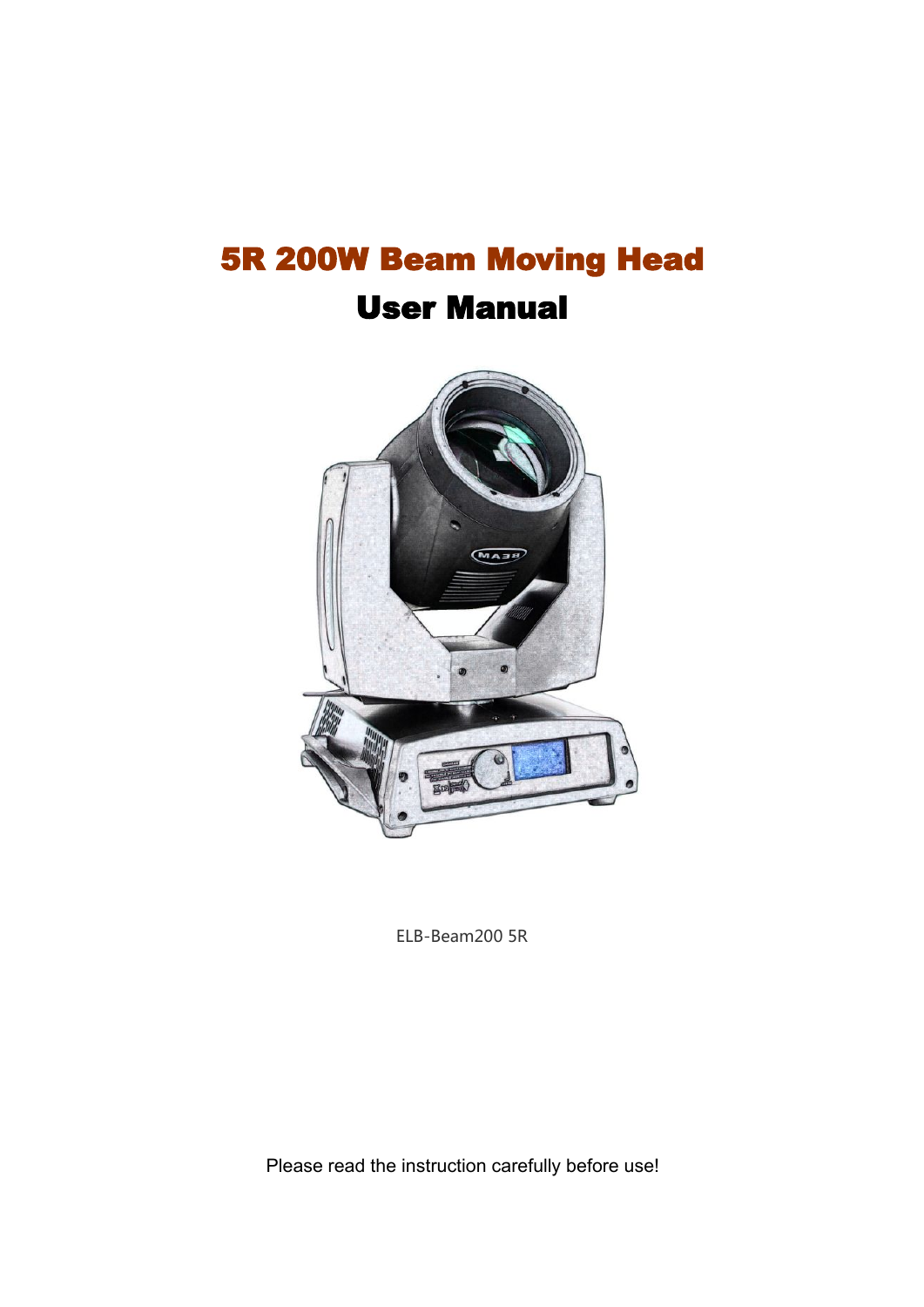# 5R 200W Beam Moving Head

# User Manual

ELB-Beam200 5R

Please read the instruction carefully before use!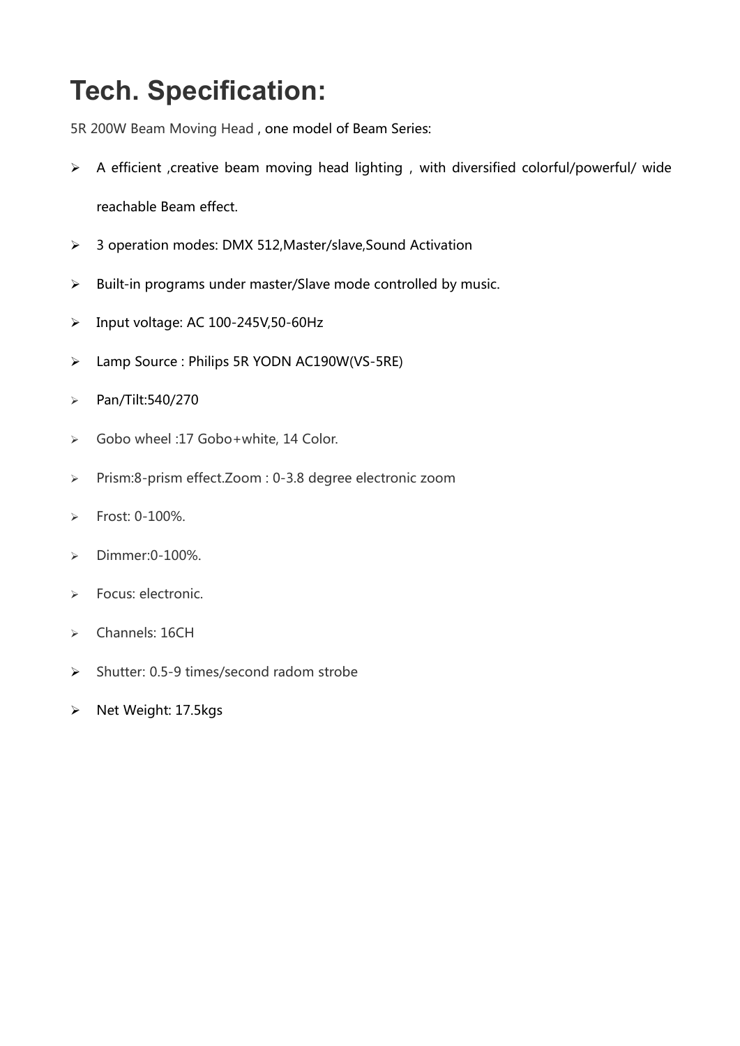# Tech. Specification:

5R 200W Beam Moving Head , one model of Beam Series:

- A efficient ,creative beam moving head lighting , with diversified colorful/powerful/ wide reachable Beam effect.
- 3 operation modes: DMX 512,Master/slave,Sound Activation
- Built-in programs under master/Slave mode controlled by music.
- Input voltage: AC 100-245V,50-60Hz
- Lamp Source : Philips 5R YODN AC190W(VS-5RE)
- Pan/Tilt:540/270
- Gobo wheel :17 Gobo+white, 14 Color.
- Prism:8-prism effect.Zoom : 0-3.8 degree electronic zoom
- Frost: 0-100%.
- Dimmer:0-100%.
- Focus: electronic.
- Channels: 16CH
- Shutter: 0.5-9 times/second radom strobe
- Net Weight: 17.5kgs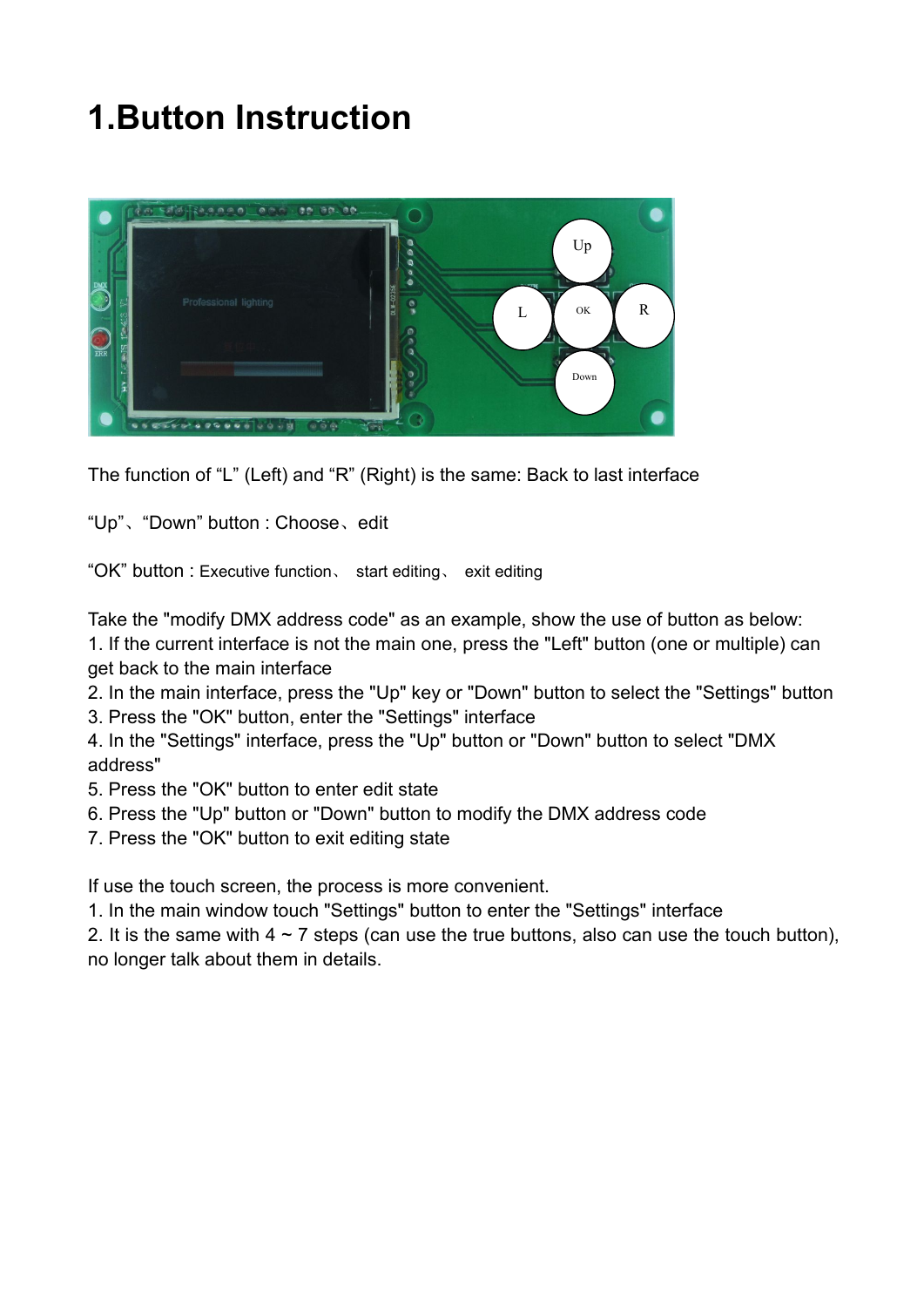# 1.Button Instruction

The function of “L” (Left) and “R” (Right) is the same: Back to last interface

“Up”、“Down” button : Choose、edit

“OK” button : Executive function、 start editing、 exit editing

Take the "modify DMX address code" as an example, show the use of button as below:

1. If the current interface is not the main one, press the "Left" button (one or multiple) can get back to the main interface
2. In the main interface, press the "Up" key or "Down" button to select the "Settings" button
3. Press the "OK" button, enter the "Settings" interface
4. In the "Settings" interface, press the "Up" button or "Down" button to select "DMX address"
5. Press the "OK" button to enter edit state
6. Press the "Up" button or "Down" button to modify the DMX address code
7. Press the "OK" button to exit editing state

If use the touch screen, the process is more convenient.

1. In the main window touch "Settings" button to enter the "Settings" interface
2. It is the same with 4 ~ 7 steps (can use the true buttons, also can use the touch button), no longer talk about them in details.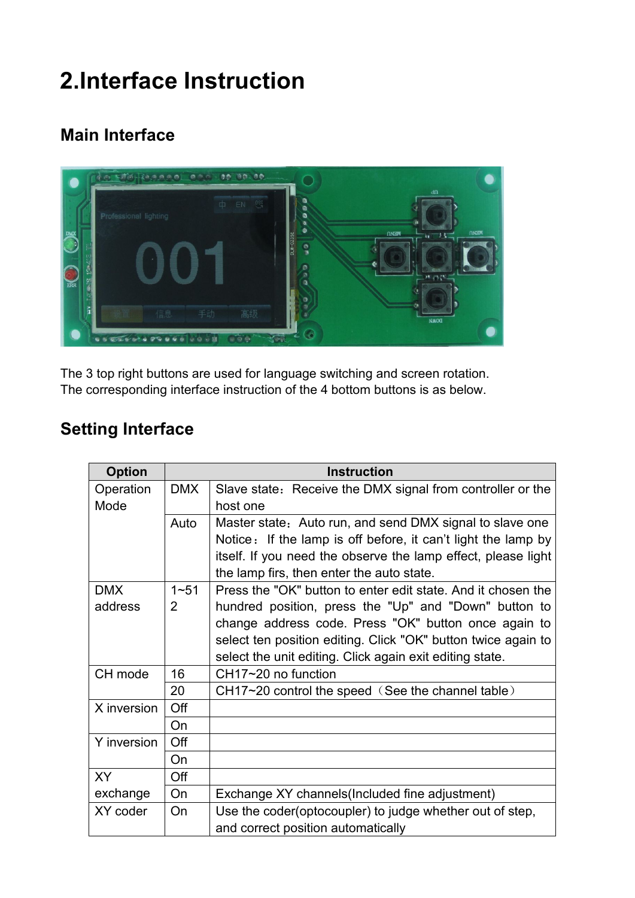# 2.Interface Instruction

## Main Interface

The 3 top right buttons are used for language switching and screen rotation.
The corresponding interface instruction of the 4 bottom buttons is as below.

## Setting Interface

| Option | Instruction | |
|---|---|---|
| Operation Mode | DMX | Slave state：Receive the DMX signal from controller or the host one |
| | Auto | Master state：Auto run, and send DMX signal to slave one Notice： If the lamp is off before, it can't light the lamp by itself. If you need the observe the lamp effect, please light the lamp firs, then enter the auto state. |
| DMX address | 1~512 | Press the "OK" button to enter edit state. And it chosen the hundred position, press the "Up" and "Down" button to change address code. Press "OK" button once again to select ten position editing. Click "OK" button twice again to select the unit editing. Click again exit editing state. |
| CH mode | 16 | CH17~20 no function |
| | 20 | CH17~20 control the speed（See the channel table） |
| X inversion | Off | |
| | On | |
| Y inversion | Off | |
| | On | |
| XY exchange | Off | |
| | On | Exchange XY channels(Included fine adjustment) |
| XY coder | On | Use the coder(optocoupler) to judge whether out of step, and correct position automatically |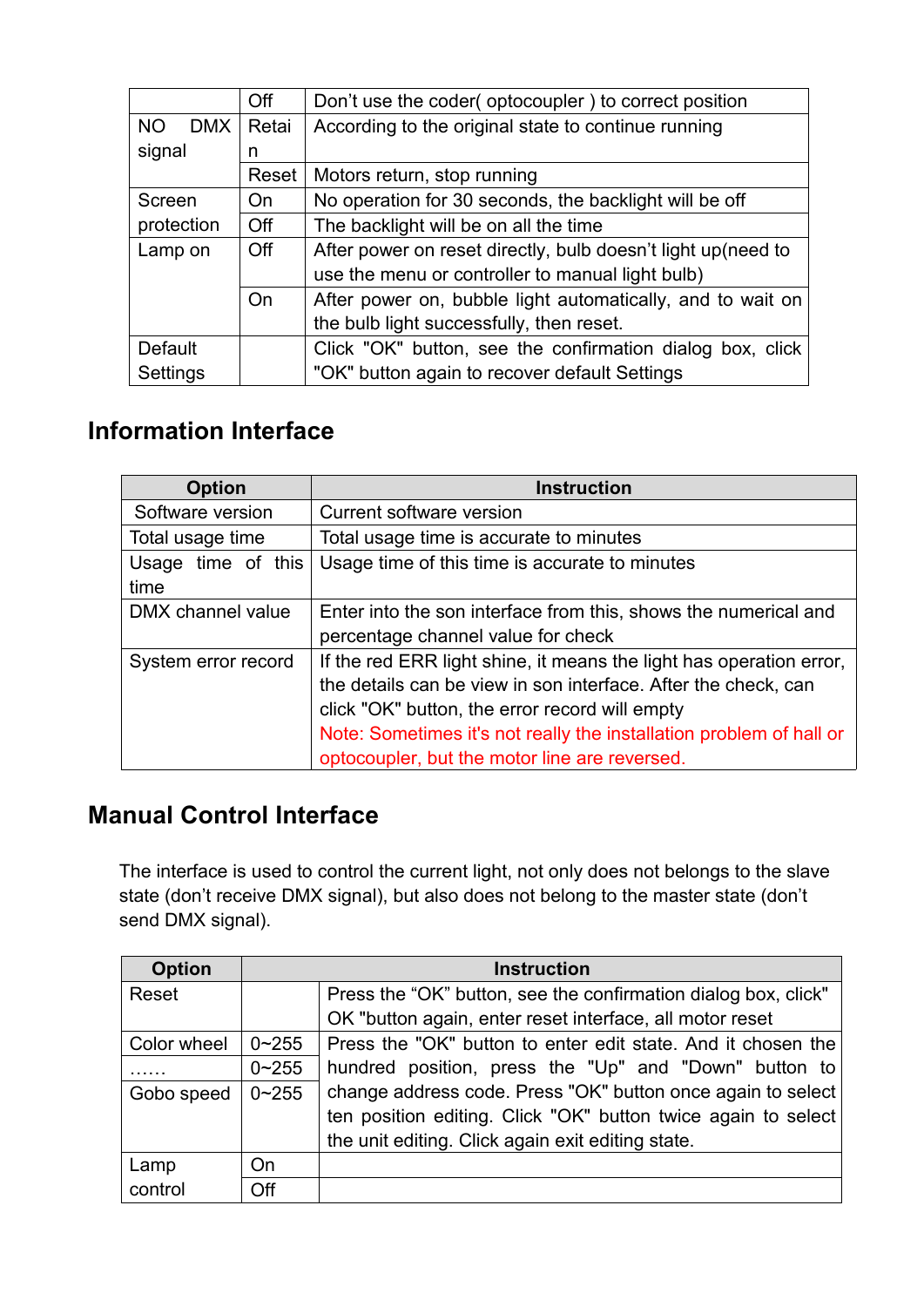| | | |
|---|---|---|
| NO DMX signal | Off | Don't use the coder( optocoupler ) to correct position |
| | Retain | According to the original state to continue running |
| | Reset | Motors return, stop running |
| Screen protection | On | No operation for 30 seconds, the backlight will be off |
| | Off | The backlight will be on all the time |
| Lamp on | Off | After power on reset directly, bulb doesn't light up(need to use the menu or controller to manual light bulb) |
| | On | After power on, bubble light automatically, and to wait on the bulb light successfully, then reset. |
| Default Settings | | Click "OK" button, see the confirmation dialog box, click "OK" button again to recover default Settings |

## Information Interface

| Option | Instruction |
|---|---|
| Software version | Current software version |
| Total usage time | Total usage time is accurate to minutes |
| Usage time of this time | Usage time of this time is accurate to minutes |
| DMX channel value | Enter into the son interface from this, shows the numerical and percentage channel value for check |
| System error record | If the red ERR light shine, it means the light has operation error, the details can be view in son interface. After the check, can click "OK" button, the error record will empty<br>Note: Sometimes it's not really the installation problem of hall or optocoupler, but the motor line are reversed. |

## Manual Control Interface

The interface is used to control the current light, not only does not belongs to the slave state (don't receive DMX signal), but also does not belong to the master state (don't send DMX signal).

| Option | Instruction | |
|---|---|---|
| Reset | | Press the "OK" button, see the confirmation dialog box, click" OK "button again, enter reset interface, all motor reset |
| Color wheel | 0~255 | Press the "OK" button to enter edit state. And it chosen the hundred position, press the "Up" and "Down" button to change address code. Press "OK" button once again to select ten position editing. Click "OK" button twice again to select the unit editing. Click again exit editing state. |
| …… | 0~255 | |
| Gobo speed | 0~255 | |
| Lamp control | On | |
| | Off | |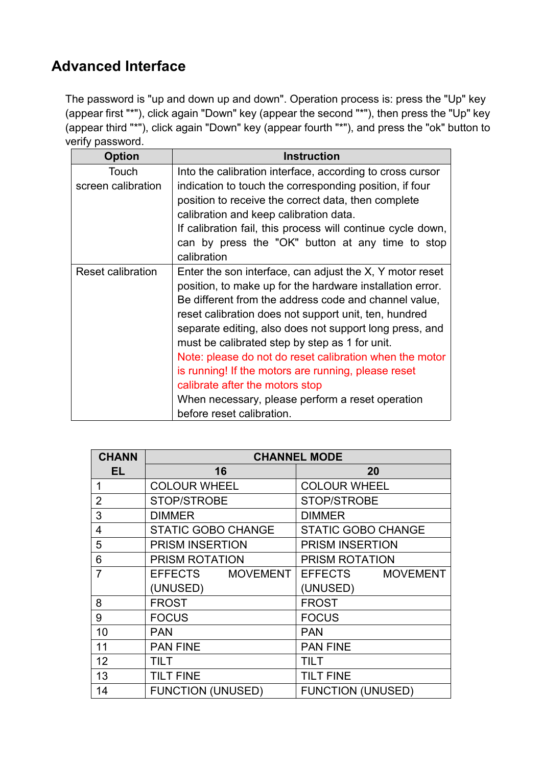## Advanced Interface

The password is "up and down up and down". Operation process is: press the "Up" key (appear first "*"), click again "Down" key (appear the second "*"), then press the "Up" key (appear third "*"), click again "Down" key (appear fourth "*"), and press the "ok" button to verify password.

| Option | Instruction |
|---|---|
| Touch screen calibration | Into the calibration interface, according to cross cursor indication to touch the corresponding position, if four position to receive the correct data, then complete calibration and keep calibration data.<br>If calibration fail, this process will continue cycle down, can by press the "OK" button at any time to stop calibration |
| Reset calibration | Enter the son interface, can adjust the X, Y motor reset position, to make up for the hardware installation error. Be different from the address code and channel value, reset calibration does not support unit, ten, hundred separate editing, also does not support long press, and must be calibrated step by step as 1 for unit.<br>Note: please do not do reset calibration when the motor is running! If the motors are running, please reset calibrate after the motors stop<br>When necessary, please perform a reset operation before reset calibration. |

| CHANNEL | CHANNEL MODE | |
|---|---|---|
| | 16 | 20 |
| 1 | COLOUR WHEEL | COLOUR WHEEL |
| 2 | STOP/STROBE | STOP/STROBE |
| 3 | DIMMER | DIMMER |
| 4 | STATIC GOBO CHANGE | STATIC GOBO CHANGE |
| 5 | PRISM INSERTION | PRISM INSERTION |
| 6 | PRISM ROTATION | PRISM ROTATION |
| 7 | EFFECTS MOVEMENT (UNUSED) | EFFECTS MOVEMENT (UNUSED) |
| 8 | FROST | FROST |
| 9 | FOCUS | FOCUS |
| 10 | PAN | PAN |
| 11 | PAN FINE | PAN FINE |
| 12 | TILT | TILT |
| 13 | TILT FINE | TILT FINE |
| 14 | FUNCTION (UNUSED) | FUNCTION (UNUSED) |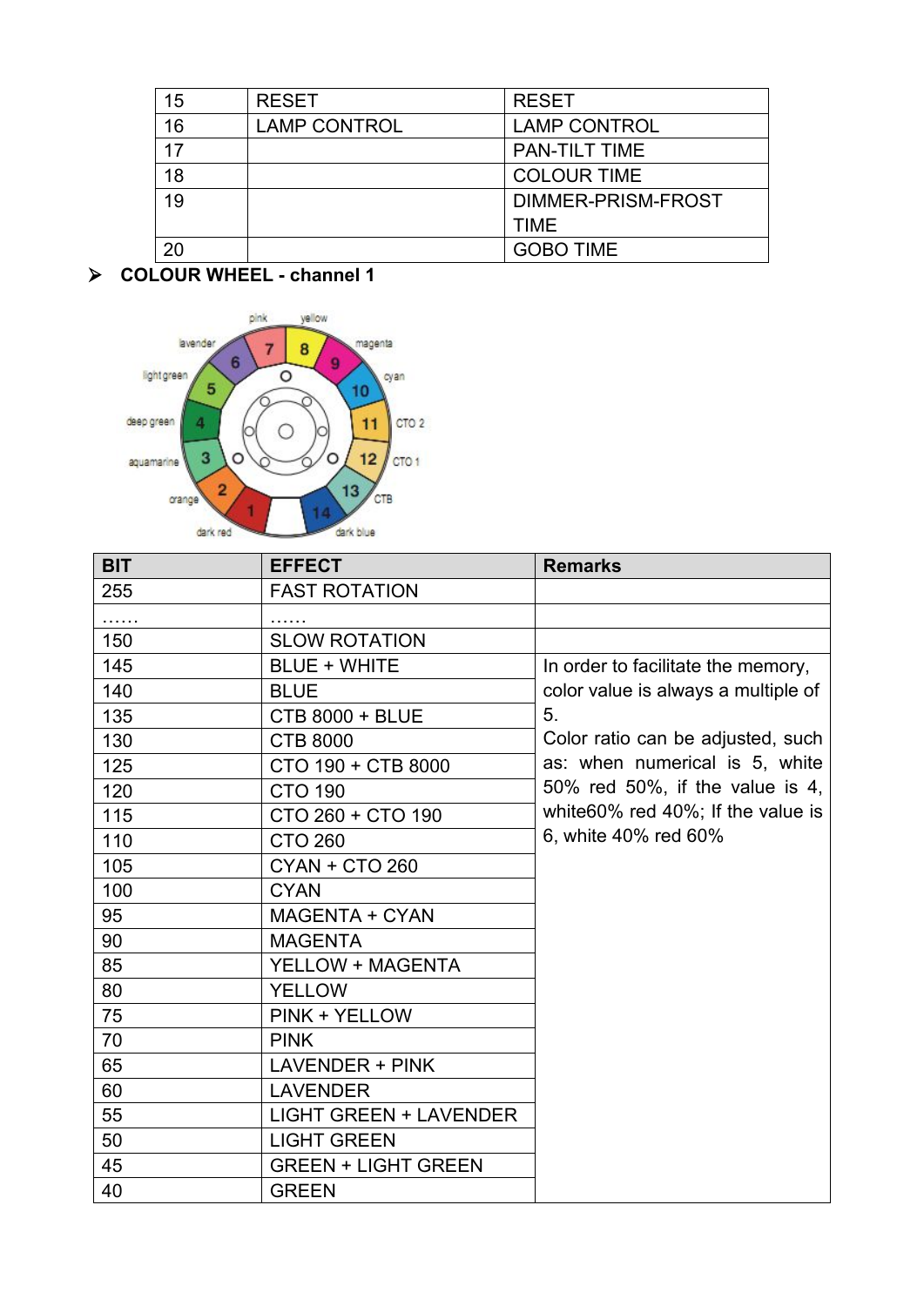| 15 | RESET | RESET |
|---|---|---|
| 16 | LAMP CONTROL | LAMP CONTROL |
| 17 | | PAN-TILT TIME |
| 18 | | COLOUR TIME |
| 19 | | DIMMER-PRISM-FROST TIME |
| 20 | | GOBO TIME |

- **COLOUR WHEEL - channel 1**

| BIT | EFFECT | Remarks |
|---|---|---|
| 255 | FAST ROTATION | |
| …… | …… | |
| 150 | SLOW ROTATION | |
| 145 | BLUE + WHITE | In order to facilitate the memory, color value is always a multiple of 5. Color ratio can be adjusted, such as: when numerical is 5, white 50% red 50%, if the value is 4, white60% red 40%; If the value is 6, white 40% red 60% |
| 140 | BLUE | |
| 135 | CTB 8000 + BLUE | |
| 130 | CTB 8000 | |
| 125 | CTO 190 + CTB 8000 | |
| 120 | CTO 190 | |
| 115 | CTO 260 + CTO 190 | |
| 110 | CTO 260 | |
| 105 | CYAN + CTO 260 | |
| 100 | CYAN | |
| 95 | MAGENTA + CYAN | |
| 90 | MAGENTA | |
| 85 | YELLOW + MAGENTA | |
| 80 | YELLOW | |
| 75 | PINK + YELLOW | |
| 70 | PINK | |
| 65 | LAVENDER + PINK | |
| 60 | LAVENDER | |
| 55 | LIGHT GREEN + LAVENDER | |
| 50 | LIGHT GREEN | |
| 45 | GREEN + LIGHT GREEN | |
| 40 | GREEN | |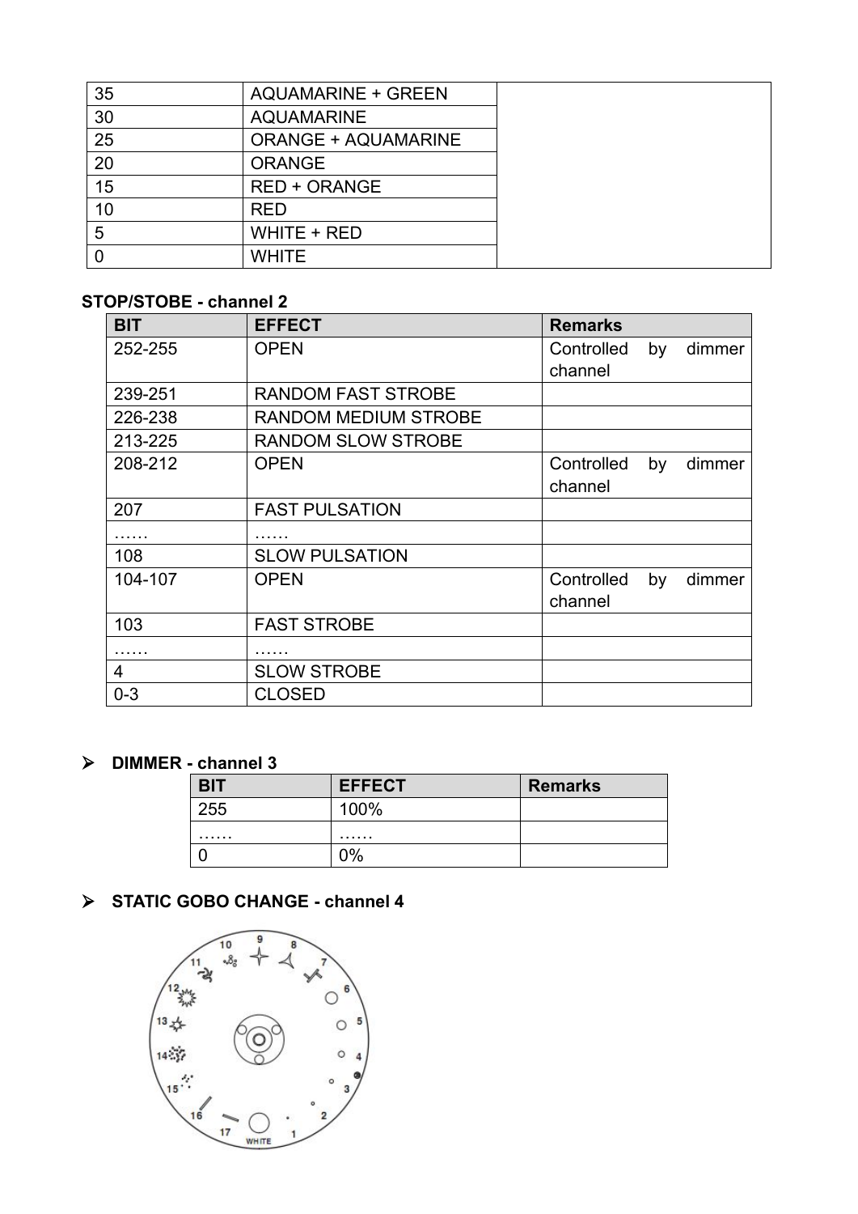| 35 | AQUAMARINE + GREEN | |
|---|---|---|
| 30 | AQUAMARINE | |
| 25 | ORANGE + AQUAMARINE | |
| 20 | ORANGE | |
| 15 | RED + ORANGE | |
| 10 | RED | |
| 5 | WHITE + RED | |
| 0 | WHITE | |

**STOP/STOBE - channel 2**

| BIT | EFFECT | Remarks |
|---|---|---|
| 252-255 | OPEN | Controlled by dimmer channel |
| 239-251 | RANDOM FAST STROBE | |
| 226-238 | RANDOM MEDIUM STROBE | |
| 213-225 | RANDOM SLOW STROBE | |
| 208-212 | OPEN | Controlled by dimmer channel |
| 207 | FAST PULSATION | |
| …… | …… | |
| 108 | SLOW PULSATION | |
| 104-107 | OPEN | Controlled by dimmer channel |
| 103 | FAST STROBE | |
| …… | …… | |
| 4 | SLOW STROBE | |
| 0-3 | CLOSED | |

- **DIMMER - channel 3**

| BIT | EFFECT | Remarks |
|---|---|---|
| 255 | 100% | |
| …… | …… | |
| 0 | 0% | |

- **STATIC GOBO CHANGE - channel 4**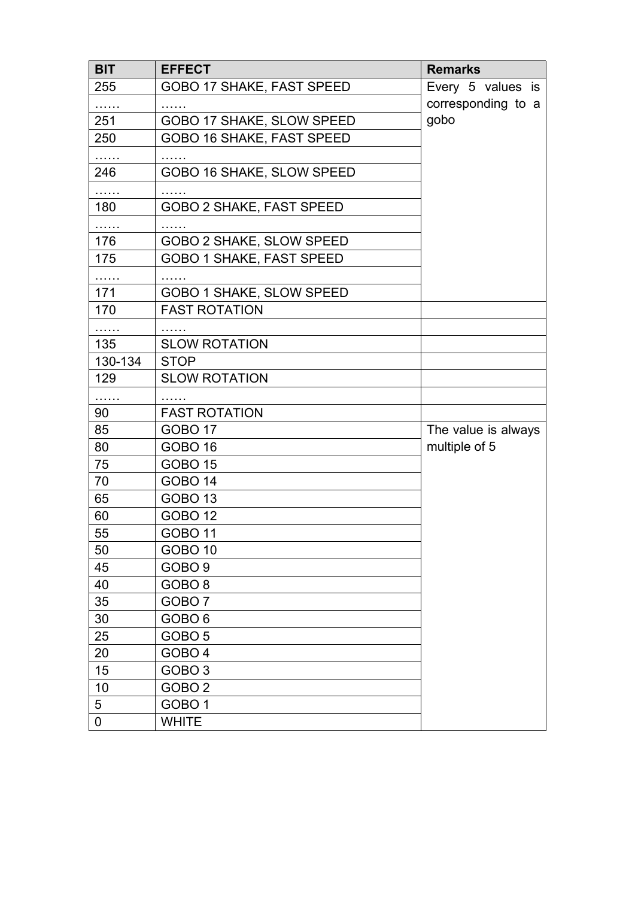| BIT | EFFECT | Remarks |
| --- | --- | --- |
| 255 | GOBO 17 SHAKE, FAST SPEED | Every 5 values is corresponding to a gobo |
| …… | …… | |
| 251 | GOBO 17 SHAKE, SLOW SPEED | |
| 250 | GOBO 16 SHAKE, FAST SPEED | |
| …… | …… | |
| 246 | GOBO 16 SHAKE, SLOW SPEED | |
| …… | …… | |
| 180 | GOBO 2 SHAKE, FAST SPEED | |
| …… | …… | |
| 176 | GOBO 2 SHAKE, SLOW SPEED | |
| 175 | GOBO 1 SHAKE, FAST SPEED | |
| …… | …… | |
| 171 | GOBO 1 SHAKE, SLOW SPEED | |
| 170 | FAST ROTATION | |
| …… | …… | |
| 135 | SLOW ROTATION | |
| 130-134 | STOP | |
| 129 | SLOW ROTATION | |
| …… | …… | |
| 90 | FAST ROTATION | |
| 85 | GOBO 17 | The value is always multiple of 5 |
| 80 | GOBO 16 | |
| 75 | GOBO 15 | |
| 70 | GOBO 14 | |
| 65 | GOBO 13 | |
| 60 | GOBO 12 | |
| 55 | GOBO 11 | |
| 50 | GOBO 10 | |
| 45 | GOBO 9 | |
| 40 | GOBO 8 | |
| 35 | GOBO 7 | |
| 30 | GOBO 6 | |
| 25 | GOBO 5 | |
| 20 | GOBO 4 | |
| 15 | GOBO 3 | |
| 10 | GOBO 2 | |
| 5 | GOBO 1 | |
| 0 | WHITE | |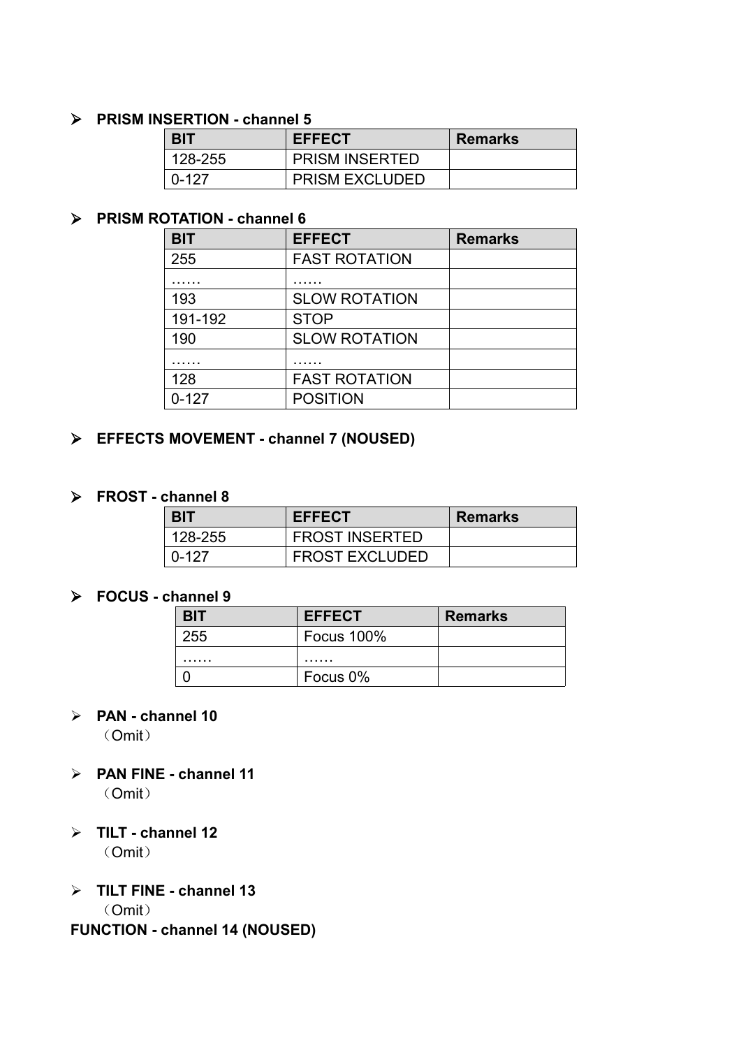- **PRISM INSERTION - channel 5**

| BIT | EFFECT | Remarks |
| --- | --- | --- |
| 128-255 | PRISM INSERTED | |
| 0-127 | PRISM EXCLUDED | |

- **PRISM ROTATION - channel 6**

| BIT | EFFECT | Remarks |
| --- | --- | --- |
| 255 | FAST ROTATION | |
| …… | …… | |
| 193 | SLOW ROTATION | |
| 191-192 | STOP | |
| 190 | SLOW ROTATION | |
| …… | …… | |
| 128 | FAST ROTATION | |
| 0-127 | POSITION | |

- **EFFECTS MOVEMENT - channel 7 (NOUSED)**

- **FROST - channel 8**

| BIT | EFFECT | Remarks |
| --- | --- | --- |
| 128-255 | FROST INSERTED | |
| 0-127 | FROST EXCLUDED | |

- **FOCUS - channel 9**

| BIT | EFFECT | Remarks |
| --- | --- | --- |
| 255 | Focus 100% | |
| …… | …… | |
| 0 | Focus 0% | |

- **PAN - channel 10**
  （Omit）

- **PAN FINE - channel 11**
  （Omit）

- **TILT - channel 12**
  （Omit）

- **TILT FINE - channel 13**
  （Omit）

**FUNCTION - channel 14 (NOUSED)**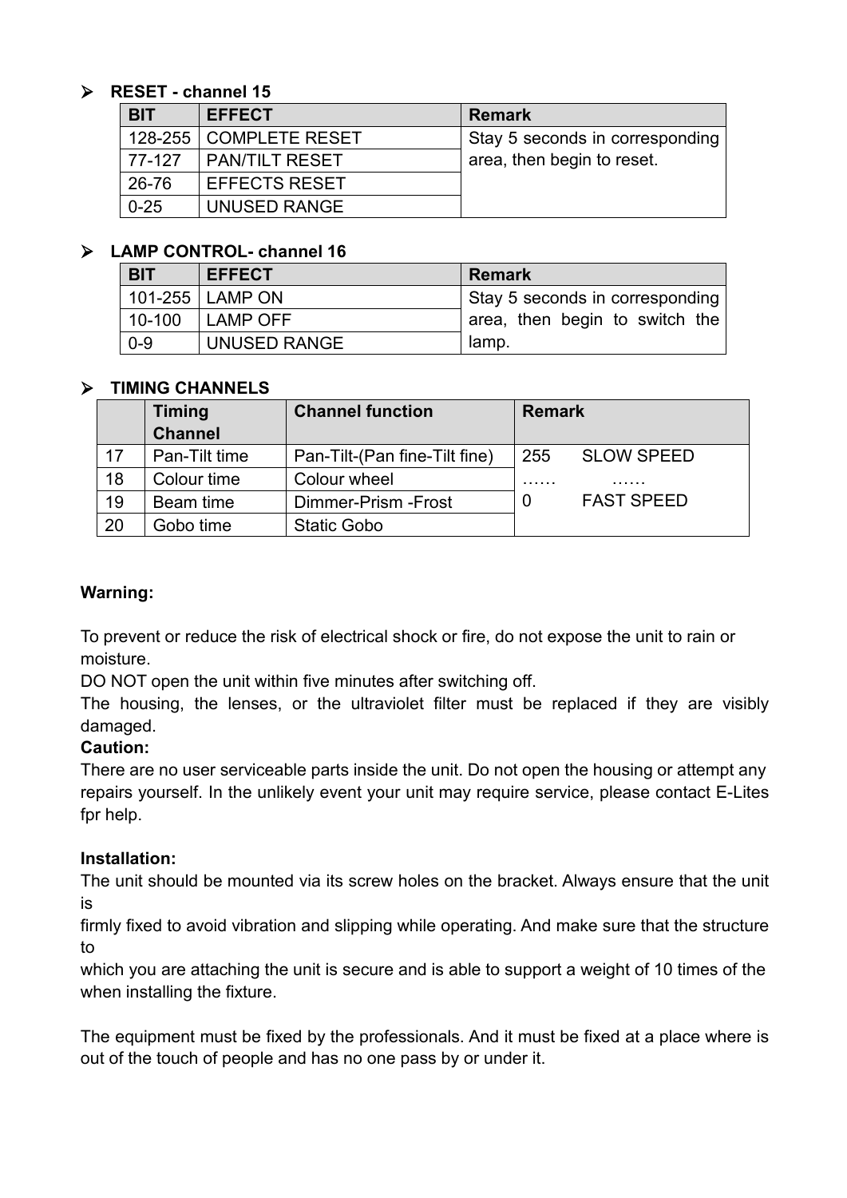- **RESET - channel 15**

| BIT | EFFECT | Remark |
|---|---|---|
| 128-255 | COMPLETE RESET | Stay 5 seconds in corresponding area, then begin to reset. |
| 77-127 | PAN/TILT RESET | |
| 26-76 | EFFECTS RESET | |
| 0-25 | UNUSED RANGE | |

- **LAMP CONTROL- channel 16**

| BIT | EFFECT | Remark |
|---|---|---|
| 101-255 | LAMP ON | Stay 5 seconds in corresponding area, then begin to switch the lamp. |
| 10-100 | LAMP OFF | |
| 0-9 | UNUSED RANGE | |

- **TIMING CHANNELS**

| | Timing Channel | Channel function | Remark |
|---|---|---|---|
| 17 | Pan-Tilt time | Pan-Tilt-(Pan fine-Tilt fine) | 255 SLOW SPEED |
| 18 | Colour time | Colour wheel | …… …… |
| 19 | Beam time | Dimmer-Prism -Frost | 0 FAST SPEED |
| 20 | Gobo time | Static Gobo | |

**Warning:**

To prevent or reduce the risk of electrical shock or fire, do not expose the unit to rain or moisture.
DO NOT open the unit within five minutes after switching off.
The housing, the lenses, or the ultraviolet filter must be replaced if they are visibly damaged.

**Caution:**

There are no user serviceable parts inside the unit. Do not open the housing or attempt any repairs yourself. In the unlikely event your unit may require service, please contact E-Lites fpr help.

**Installation:**

The unit should be mounted via its screw holes on the bracket. Always ensure that the unit is
firmly fixed to avoid vibration and slipping while operating. And make sure that the structure to
which you are attaching the unit is secure and is able to support a weight of 10 times of the when installing the fixture.

The equipment must be fixed by the professionals. And it must be fixed at a place where is out of the touch of people and has no one pass by or under it.